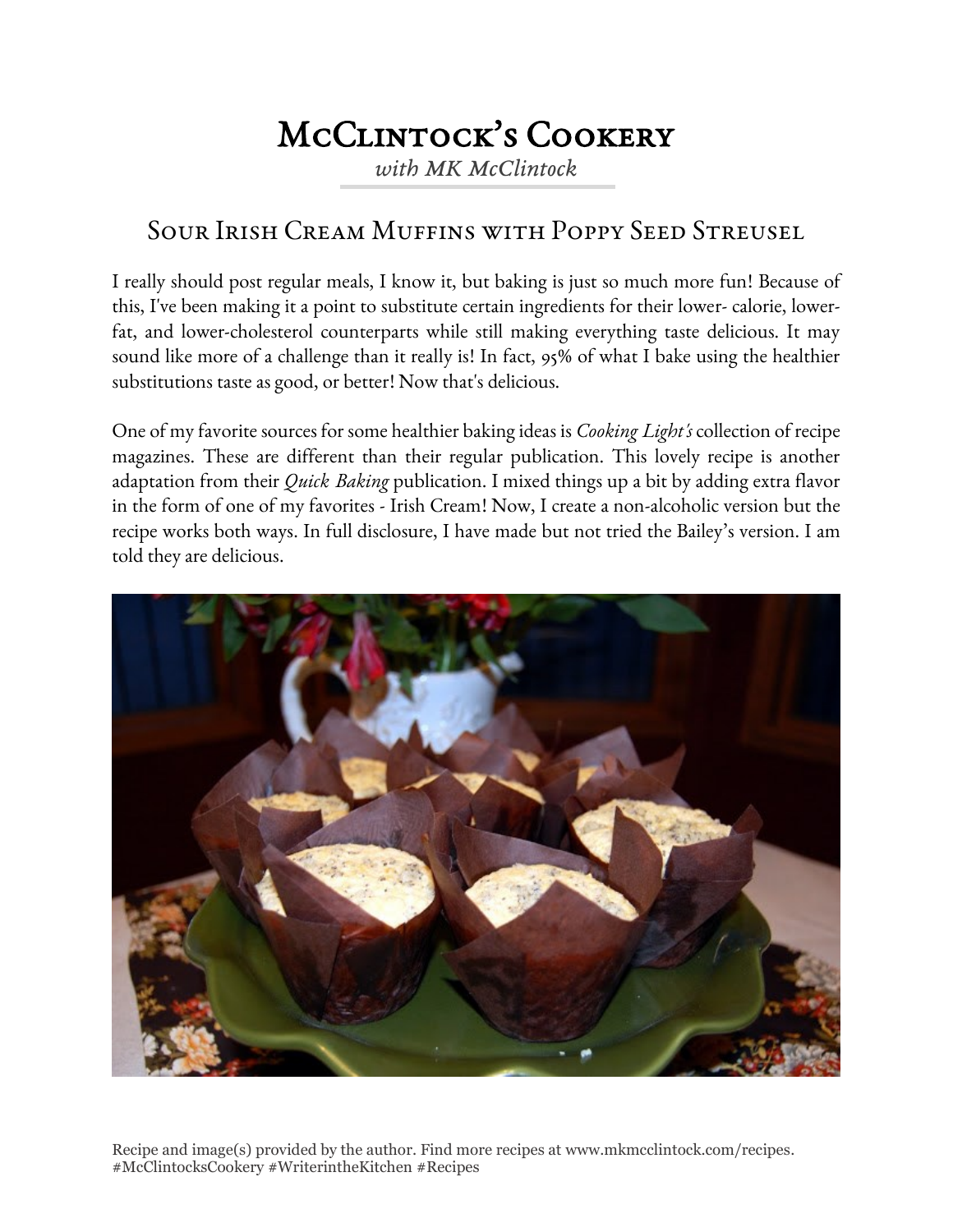# McClintock's Cookery

*with MK McClintock*

## Sour Irish Cream Muffins with Poppy Seed Streusel

I really should post regular meals, I know it, but baking is just so much more fun! Because of this, I've been making it a point to substitute certain ingredients for their lower- calorie, lower-fat, and lower-cholesterol counterparts while still making everything taste delicious. It may sound like more of a challenge than it really is! In fact, 95% of what I bake using the healthier substitutions taste as good, or better! Now that's delicious.

One of my favorite sources for some healthier baking ideas is *Cooking Light's* collection of recipe magazines. These are different than their regular publication. This lovely recipe is another adaptation from their *Quick Baking* publication. I mixed things up a bit by adding extra flavor in the form of one of my favorites - Irish Cream! Now, I create a non-alcoholic version but the recipe works both ways. In full disclosure, I have made but not tried the Bailey's version. I am told they are delicious.

Recipe and image(s) provided by the author. Find more recipes at www.mkmcclintock.com/recipes. #McClintocksCookery #WriterintheKitchen #Recipes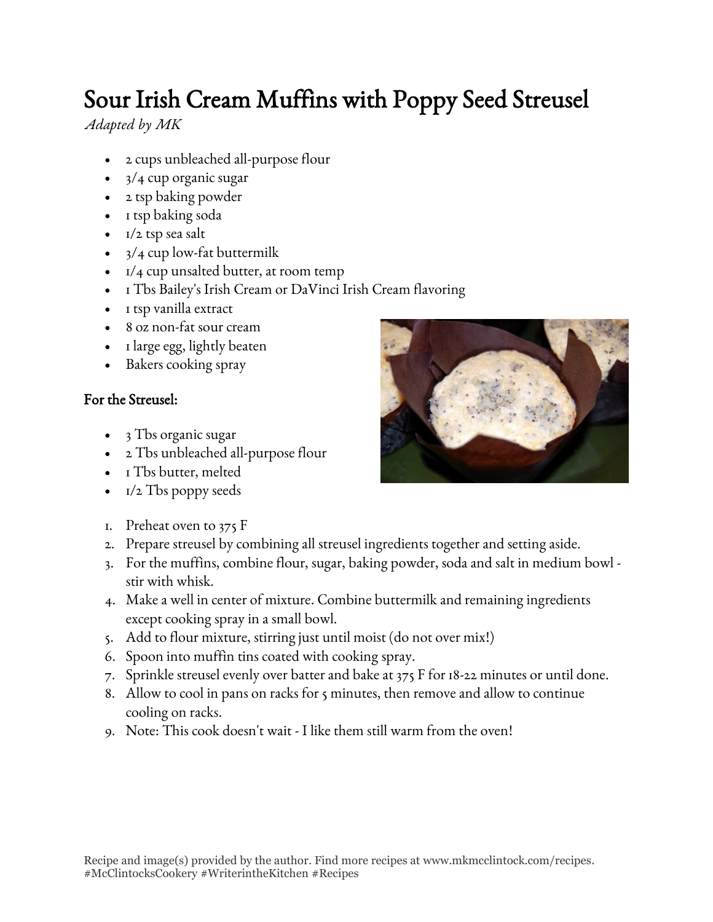# Sour Irish Cream Muffins with Poppy Seed Streusel

*Adapted by MK*

- 2 cups unbleached all-purpose flour
- 3/4 cup organic sugar
- 2 tsp baking powder
- 1 tsp baking soda
- 1/2 tsp sea salt
- 3/4 cup low-fat buttermilk
- 1/4 cup unsalted butter, at room temp
- 1 Tbs Bailey's Irish Cream or DaVinci Irish Cream flavoring
- 1 tsp vanilla extract
- 8 oz non-fat sour cream
- 1 large egg, lightly beaten
- Bakers cooking spray

## For the Streusel:

- 3 Tbs organic sugar
- 2 Tbs unbleached all-purpose flour
- 1 Tbs butter, melted
- 1/2 Tbs poppy seeds

1. Preheat oven to 375 F
2. Prepare streusel by combining all streusel ingredients together and setting aside.
3. For the muffins, combine flour, sugar, baking powder, soda and salt in medium bowl - stir with whisk.
4. Make a well in center of mixture. Combine buttermilk and remaining ingredients except cooking spray in a small bowl.
5. Add to flour mixture, stirring just until moist (do not over mix!)
6. Spoon into muffin tins coated with cooking spray.
7. Sprinkle streusel evenly over batter and bake at 375 F for 18-22 minutes or until done.
8. Allow to cool in pans on racks for 5 minutes, then remove and allow to continue cooling on racks.
9. Note: This cook doesn't wait - I like them still warm from the oven!

Recipe and image(s) provided by the author. Find more recipes at www.mkmcclintock.com/recipes. #McClintocksCookery #WriterintheKitchen #Recipes